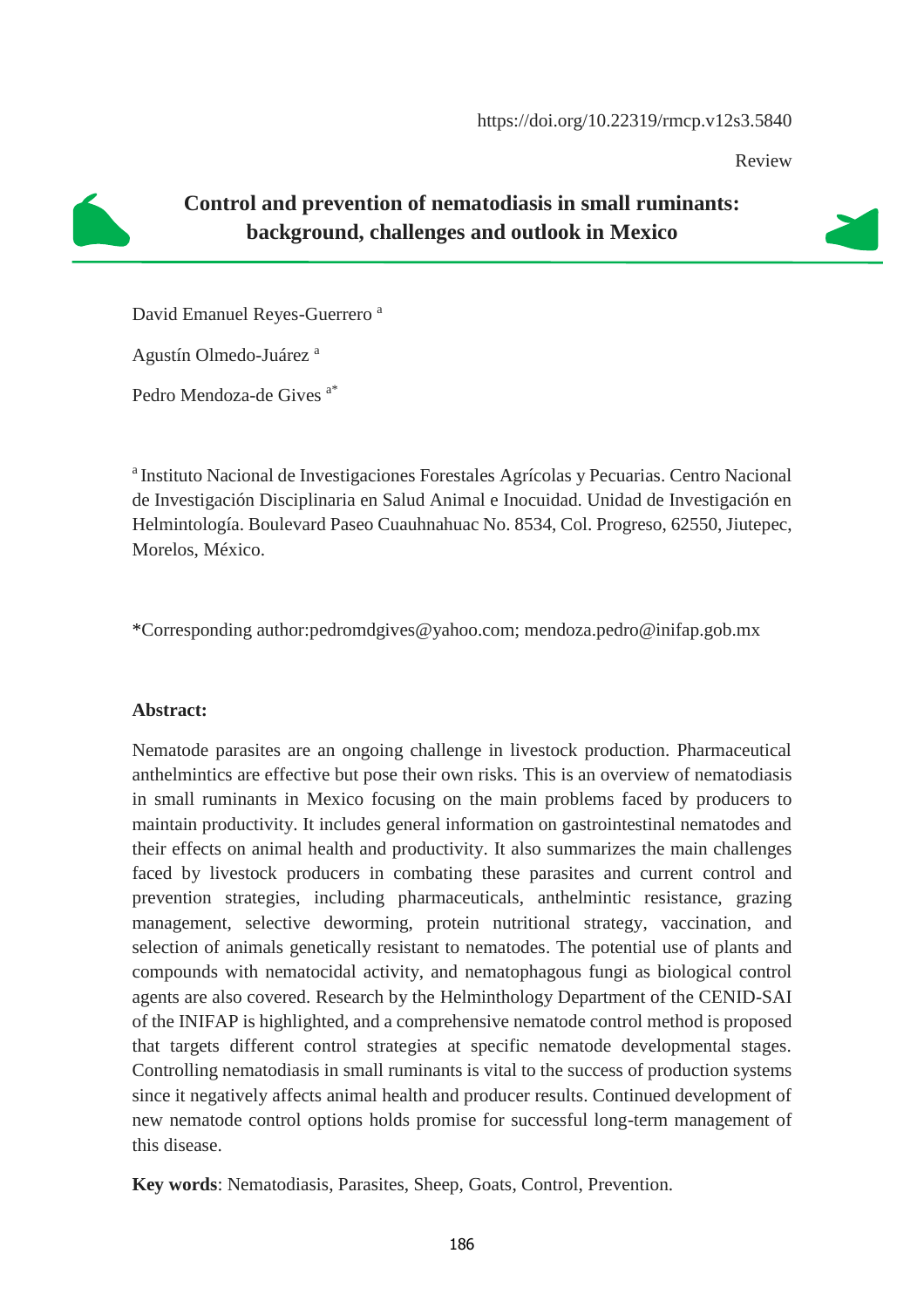https://doi.org/10.22319/rmcp.v12s3.5840

Review

# Control and prevention of nematodiasis in small ruminants: background, challenges and outlook in Mexico

David Emanuel Reyes-Guerrero [a]

Agustín Olmedo-Juárez [a]

Pedro Mendoza-de Gives [a*]

[a] Instituto Nacional de Investigaciones Forestales Agrícolas y Pecuarias. Centro Nacional de Investigación Disciplinaria en Salud Animal e Inocuidad. Unidad de Investigación en Helmintología. Boulevard Paseo Cuauhnahuac No. 8534, Col. Progreso, 62550, Jiutepec, Morelos, México.

*Corresponding author:pedromdgives@yahoo.com; mendoza.pedro@inifap.gob.mx

**Abstract:**

Nematode parasites are an ongoing challenge in livestock production. Pharmaceutical anthelmintics are effective but pose their own risks. This is an overview of nematodiasis in small ruminants in Mexico focusing on the main problems faced by producers to maintain productivity. It includes general information on gastrointestinal nematodes and their effects on animal health and productivity. It also summarizes the main challenges faced by livestock producers in combating these parasites and current control and prevention strategies, including pharmaceuticals, anthelmintic resistance, grazing management, selective deworming, protein nutritional strategy, vaccination, and selection of animals genetically resistant to nematodes. The potential use of plants and compounds with nematocidal activity, and nematophagous fungi as biological control agents are also covered. Research by the Helminthology Department of the CENID-SAI of the INIFAP is highlighted, and a comprehensive nematode control method is proposed that targets different control strategies at specific nematode developmental stages. Controlling nematodiasis in small ruminants is vital to the success of production systems since it negatively affects animal health and producer results. Continued development of new nematode control options holds promise for successful long-term management of this disease.

**Key words**: Nematodiasis, Parasites, Sheep, Goats, Control, Prevention.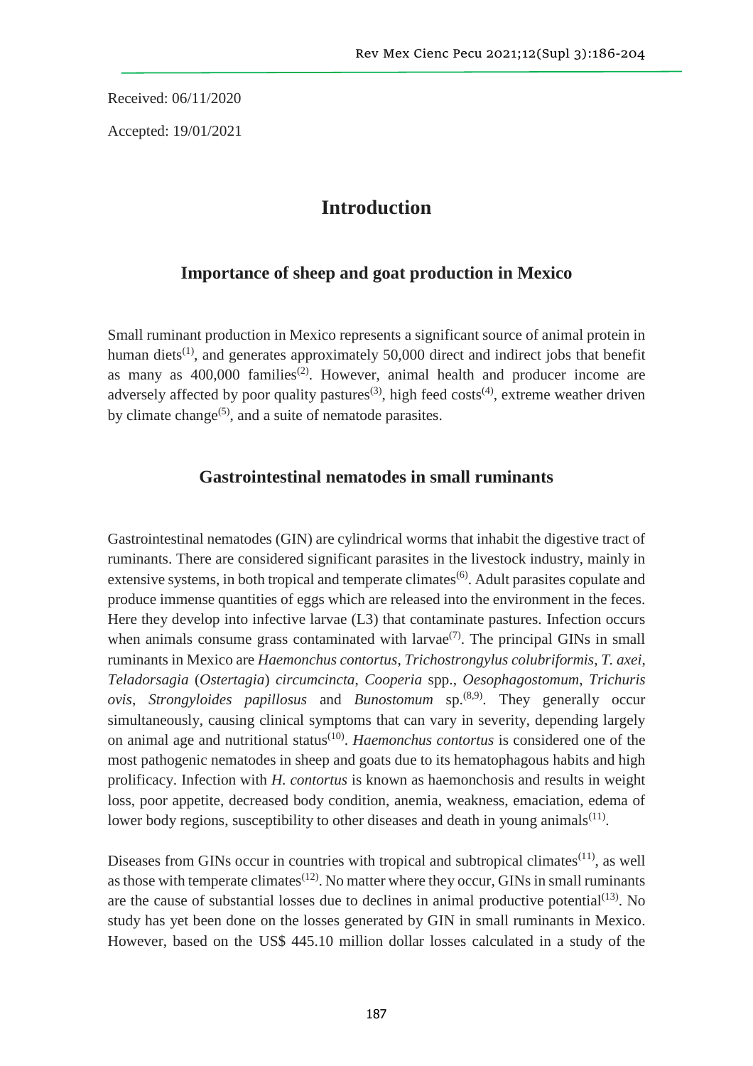Received: 06/11/2020

Accepted: 19/01/2021

# Introduction

## Importance of sheep and goat production in Mexico

Small ruminant production in Mexico represents a significant source of animal protein in human diets[1], and generates approximately 50,000 direct and indirect jobs that benefit as many as 400,000 families[2]. However, animal health and producer income are adversely affected by poor quality pastures[3], high feed costs[4], extreme weather driven by climate change[5], and a suite of nematode parasites.

## Gastrointestinal nematodes in small ruminants

Gastrointestinal nematodes (GIN) are cylindrical worms that inhabit the digestive tract of ruminants. There are considered significant parasites in the livestock industry, mainly in extensive systems, in both tropical and temperate climates[6]. Adult parasites copulate and produce immense quantities of eggs which are released into the environment in the feces. Here they develop into infective larvae (L3) that contaminate pastures. Infection occurs when animals consume grass contaminated with larvae[7]. The principal GINs in small ruminants in Mexico are *Haemonchus contortus*, *Trichostrongylus colubriformis*, *T. axei*, *Teladorsagia* (*Ostertagia*) *circumcincta*, *Cooperia* spp., *Oesophagostomum*, *Trichuris ovis*, *Strongyloides papillosus* and *Bunostomum* sp.[8,9]. They generally occur simultaneously, causing clinical symptoms that can vary in severity, depending largely on animal age and nutritional status[10]. *Haemonchus contortus* is considered one of the most pathogenic nematodes in sheep and goats due to its hematophagous habits and high prolificacy. Infection with *H. contortus* is known as haemonchosis and results in weight loss, poor appetite, decreased body condition, anemia, weakness, emaciation, edema of lower body regions, susceptibility to other diseases and death in young animals[11].

Diseases from GINs occur in countries with tropical and subtropical climates[11], as well as those with temperate climates[12]. No matter where they occur, GINs in small ruminants are the cause of substantial losses due to declines in animal productive potential[13]. No study has yet been done on the losses generated by GIN in small ruminants in Mexico. However, based on the US$ 445.10 million dollar losses calculated in a study of the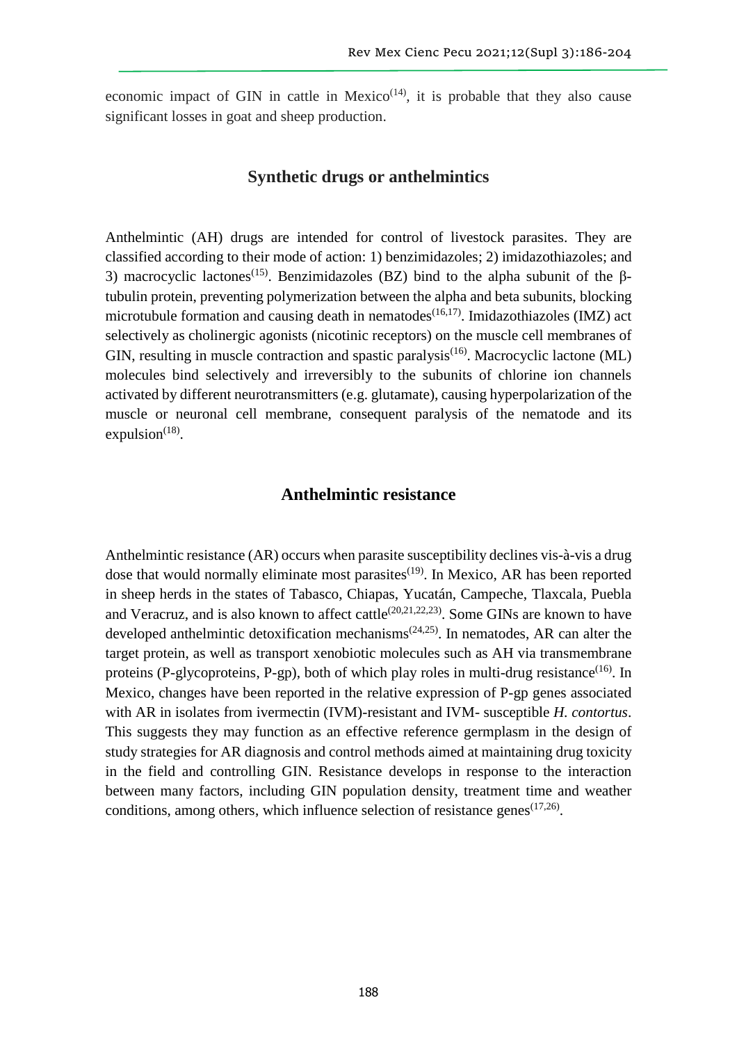economic impact of GIN in cattle in Mexico[14], it is probable that they also cause significant losses in goat and sheep production.

## Synthetic drugs or anthelmintics

Anthelmintic (AH) drugs are intended for control of livestock parasites. They are classified according to their mode of action: 1) benzimidazoles; 2) imidazothiazoles; and 3) macrocyclic lactones[15]. Benzimidazoles (BZ) bind to the alpha subunit of the β-tubulin protein, preventing polymerization between the alpha and beta subunits, blocking microtubule formation and causing death in nematodes[16,17]. Imidazothiazoles (IMZ) act selectively as cholinergic agonists (nicotinic receptors) on the muscle cell membranes of GIN, resulting in muscle contraction and spastic paralysis[16]. Macrocyclic lactone (ML) molecules bind selectively and irreversibly to the subunits of chlorine ion channels activated by different neurotransmitters (e.g. glutamate), causing hyperpolarization of the muscle or neuronal cell membrane, consequent paralysis of the nematode and its expulsion[18].

## Anthelmintic resistance

Anthelmintic resistance (AR) occurs when parasite susceptibility declines vis-à-vis a drug dose that would normally eliminate most parasites[19]. In Mexico, AR has been reported in sheep herds in the states of Tabasco, Chiapas, Yucatán, Campeche, Tlaxcala, Puebla and Veracruz, and is also known to affect cattle[20,21,22,23]. Some GINs are known to have developed anthelmintic detoxification mechanisms[24,25]. In nematodes, AR can alter the target protein, as well as transport xenobiotic molecules such as AH via transmembrane proteins (P-glycoproteins, P-gp), both of which play roles in multi-drug resistance[16]. In Mexico, changes have been reported in the relative expression of P-gp genes associated with AR in isolates from ivermectin (IVM)-resistant and IVM- susceptible *H. contortus*. This suggests they may function as an effective reference germplasm in the design of study strategies for AR diagnosis and control methods aimed at maintaining drug toxicity in the field and controlling GIN. Resistance develops in response to the interaction between many factors, including GIN population density, treatment time and weather conditions, among others, which influence selection of resistance genes[17,26].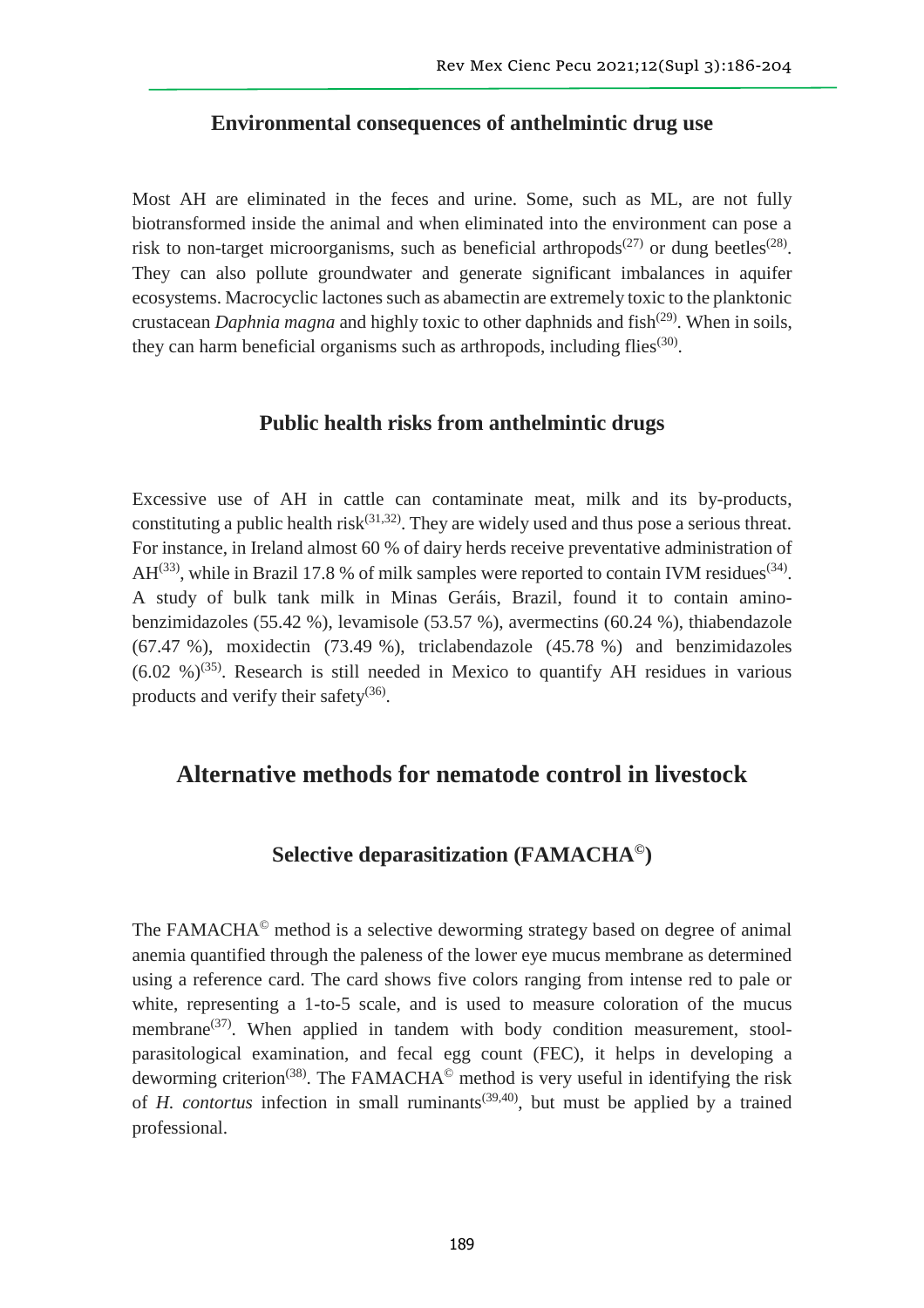### Environmental consequences of anthelmintic drug use

Most AH are eliminated in the feces and urine. Some, such as ML, are not fully biotransformed inside the animal and when eliminated into the environment can pose a risk to non-target microorganisms, such as beneficial arthropods[27] or dung beetles[28]. They can also pollute groundwater and generate significant imbalances in aquifer ecosystems. Macrocyclic lactones such as abamectin are extremely toxic to the planktonic crustacean *Daphnia magna* and highly toxic to other daphnids and fish[29]. When in soils, they can harm beneficial organisms such as arthropods, including flies[30].

### Public health risks from anthelmintic drugs

Excessive use of AH in cattle can contaminate meat, milk and its by-products, constituting a public health risk[31,32]. They are widely used and thus pose a serious threat. For instance, in Ireland almost 60 % of dairy herds receive preventative administration of AH[33], while in Brazil 17.8 % of milk samples were reported to contain IVM residues[34]. A study of bulk tank milk in Minas Geráis, Brazil, found it to contain amino-benzimidazoles (55.42 %), levamisole (53.57 %), avermectins (60.24 %), thiabendazole (67.47 %), moxidectin (73.49 %), triclabendazole (45.78 %) and benzimidazoles (6.02 %)[35]. Research is still needed in Mexico to quantify AH residues in various products and verify their safety[36].

## Alternative methods for nematode control in livestock

### Selective deparasitization (FAMACHA©)

The FAMACHA© method is a selective deworming strategy based on degree of animal anemia quantified through the paleness of the lower eye mucus membrane as determined using a reference card. The card shows five colors ranging from intense red to pale or white, representing a 1-to-5 scale, and is used to measure coloration of the mucus membrane[37]. When applied in tandem with body condition measurement, stool-parasitological examination, and fecal egg count (FEC), it helps in developing a deworming criterion[38]. The FAMACHA© method is very useful in identifying the risk of *H. contortus* infection in small ruminants[39,40], but must be applied by a trained professional.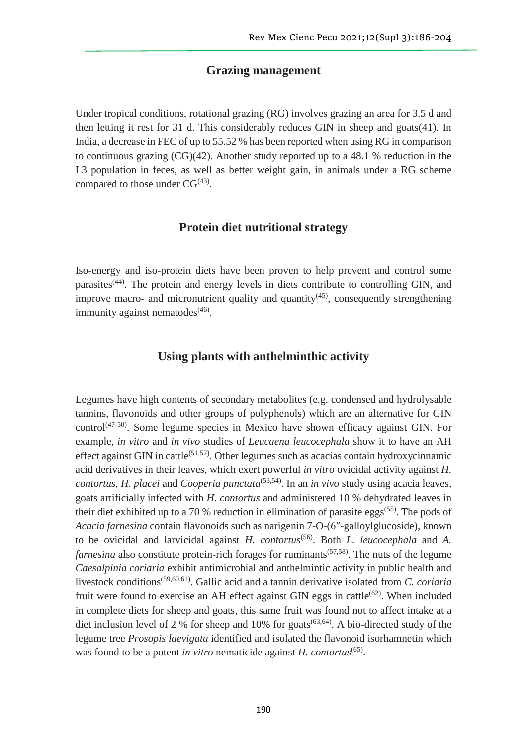## Grazing management

Under tropical conditions, rotational grazing (RG) involves grazing an area for 3.5 d and then letting it rest for 31 d. This considerably reduces GIN in sheep and goats(41). In India, a decrease in FEC of up to 55.52 % has been reported when using RG in comparison to continuous grazing (CG)(42). Another study reported up to a 48.1 % reduction in the L3 population in feces, as well as better weight gain, in animals under a RG scheme compared to those under CG[43].

## Protein diet nutritional strategy

Iso-energy and iso-protein diets have been proven to help prevent and control some parasites[44]. The protein and energy levels in diets contribute to controlling GIN, and improve macro- and micronutrient quality and quantity[45], consequently strengthening immunity against nematodes[46].

## Using plants with anthelminthic activity

Legumes have high contents of secondary metabolites (e.g. condensed and hydrolysable tannins, flavonoids and other groups of polyphenols) which are an alternative for GIN control[47-50]. Some legume species in Mexico have shown efficacy against GIN. For example, *in vitro* and *in vivo* studies of *Leucaena leucocephala* show it to have an AH effect against GIN in cattle[51,52]. Other legumes such as acacias contain hydroxycinnamic acid derivatives in their leaves, which exert powerful *in vitro* ovicidal activity against *H. contortus*, *H. placei* and *Cooperia punctata*[53,54]. In an *in vivo* study using acacia leaves, goats artificially infected with *H. contortus* and administered 10 % dehydrated leaves in their diet exhibited up to a 70 % reduction in elimination of parasite eggs[55]. The pods of *Acacia farnesina* contain flavonoids such as narigenin 7-O-(6″-galloylglucoside), known to be ovicidal and larvicidal against *H. contortus*[56]. Both *L. leucocephala* and *A. farnesina* also constitute protein-rich forages for ruminants[57,58]. The nuts of the legume *Caesalpinia coriaria* exhibit antimicrobial and anthelmintic activity in public health and livestock conditions[59,60,61]. Gallic acid and a tannin derivative isolated from *C. coriaria* fruit were found to exercise an AH effect against GIN eggs in cattle[62]. When included in complete diets for sheep and goats, this same fruit was found not to affect intake at a diet inclusion level of 2 % for sheep and 10% for goats[63,64]. A bio-directed study of the legume tree *Prosopis laevigata* identified and isolated the flavonoid isorhamnetin which was found to be a potent *in vitro* nematicide against *H. contortus*[65].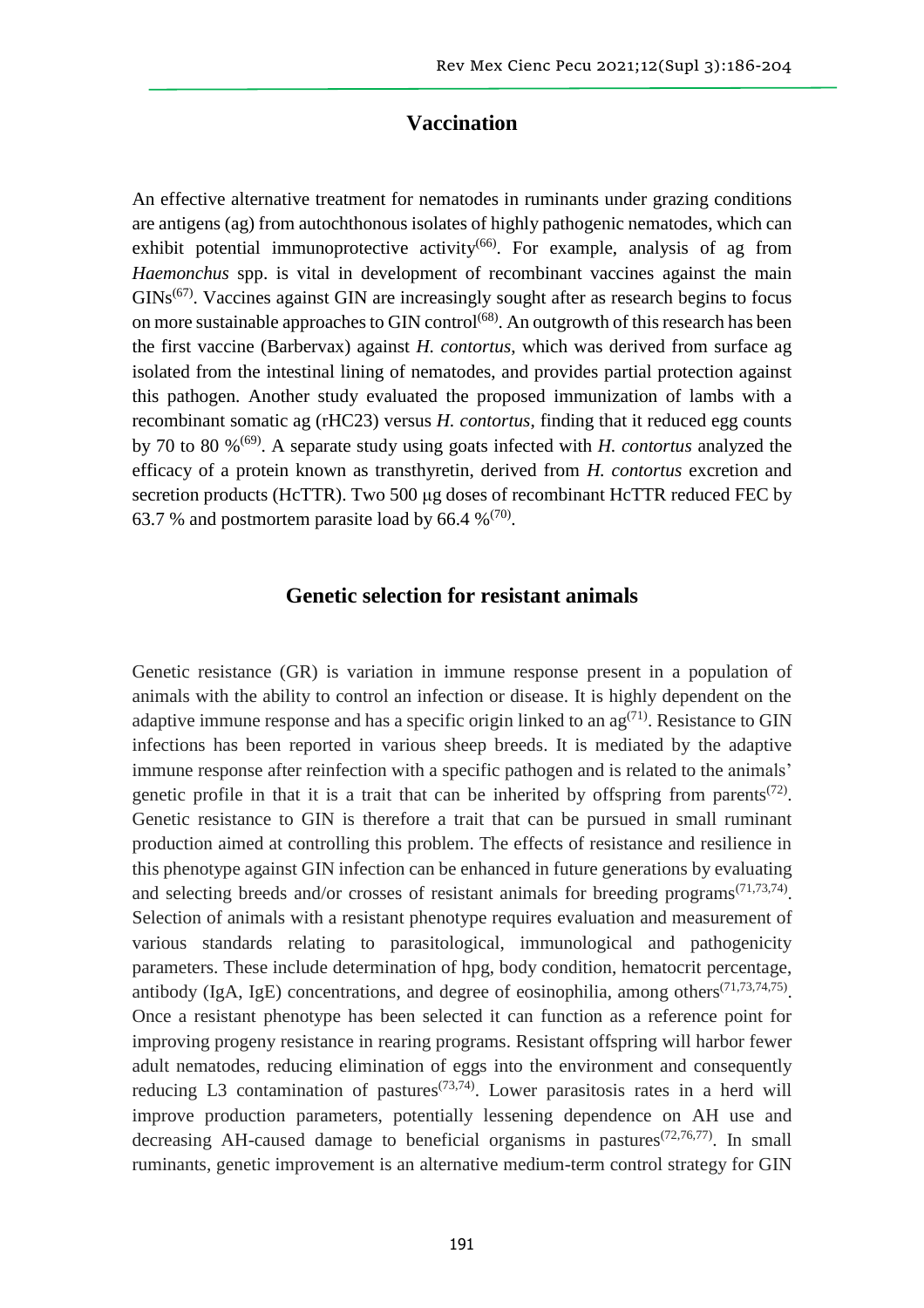## Vaccination

An effective alternative treatment for nematodes in ruminants under grazing conditions are antigens (ag) from autochthonous isolates of highly pathogenic nematodes, which can exhibit potential immunoprotective activity[66]. For example, analysis of ag from *Haemonchus* spp. is vital in development of recombinant vaccines against the main GINs[67]. Vaccines against GIN are increasingly sought after as research begins to focus on more sustainable approaches to GIN control[68]. An outgrowth of this research has been the first vaccine (Barbervax) against *H. contortus*, which was derived from surface ag isolated from the intestinal lining of nematodes, and provides partial protection against this pathogen. Another study evaluated the proposed immunization of lambs with a recombinant somatic ag (rHC23) versus *H. contortus*, finding that it reduced egg counts by 70 to 80 %[69]. A separate study using goats infected with *H. contortus* analyzed the efficacy of a protein known as transthyretin, derived from *H. contortus* excretion and secretion products (HcTTR). Two 500 μg doses of recombinant HcTTR reduced FEC by 63.7 % and postmortem parasite load by 66.4 %[70].

## Genetic selection for resistant animals

Genetic resistance (GR) is variation in immune response present in a population of animals with the ability to control an infection or disease. It is highly dependent on the adaptive immune response and has a specific origin linked to an ag[71]. Resistance to GIN infections has been reported in various sheep breeds. It is mediated by the adaptive immune response after reinfection with a specific pathogen and is related to the animals' genetic profile in that it is a trait that can be inherited by offspring from parents[72]. Genetic resistance to GIN is therefore a trait that can be pursued in small ruminant production aimed at controlling this problem. The effects of resistance and resilience in this phenotype against GIN infection can be enhanced in future generations by evaluating and selecting breeds and/or crosses of resistant animals for breeding programs[71,73,74]. Selection of animals with a resistant phenotype requires evaluation and measurement of various standards relating to parasitological, immunological and pathogenicity parameters. These include determination of hpg, body condition, hematocrit percentage, antibody (IgA, IgE) concentrations, and degree of eosinophilia, among others[71,73,74,75]. Once a resistant phenotype has been selected it can function as a reference point for improving progeny resistance in rearing programs. Resistant offspring will harbor fewer adult nematodes, reducing elimination of eggs into the environment and consequently reducing L3 contamination of pastures[73,74]. Lower parasitosis rates in a herd will improve production parameters, potentially lessening dependence on AH use and decreasing AH-caused damage to beneficial organisms in pastures[72,76,77]. In small ruminants, genetic improvement is an alternative medium-term control strategy for GIN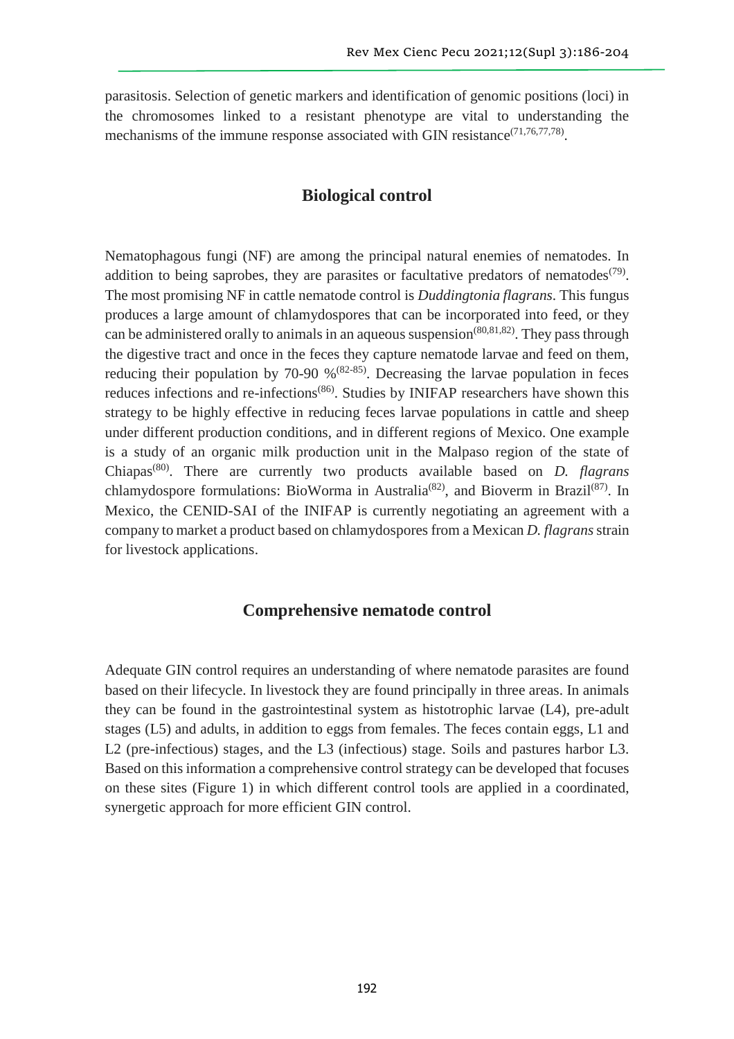parasitosis. Selection of genetic markers and identification of genomic positions (loci) in the chromosomes linked to a resistant phenotype are vital to understanding the mechanisms of the immune response associated with GIN resistance[71,76,77,78].

## Biological control

Nematophagous fungi (NF) are among the principal natural enemies of nematodes. In addition to being saprobes, they are parasites or facultative predators of nematodes[79]. The most promising NF in cattle nematode control is *Duddingtonia flagrans*. This fungus produces a large amount of chlamydospores that can be incorporated into feed, or they can be administered orally to animals in an aqueous suspension[80,81,82]. They pass through the digestive tract and once in the feces they capture nematode larvae and feed on them, reducing their population by 70-90 %[82-85]. Decreasing the larvae population in feces reduces infections and re-infections[86]. Studies by INIFAP researchers have shown this strategy to be highly effective in reducing feces larvae populations in cattle and sheep under different production conditions, and in different regions of Mexico. One example is a study of an organic milk production unit in the Malpaso region of the state of Chiapas[80]. There are currently two products available based on *D. flagrans* chlamydospore formulations: BioWorma in Australia[82], and Bioverm in Brazil[87]. In Mexico, the CENID-SAI of the INIFAP is currently negotiating an agreement with a company to market a product based on chlamydospores from a Mexican *D. flagrans* strain for livestock applications.

## Comprehensive nematode control

Adequate GIN control requires an understanding of where nematode parasites are found based on their lifecycle. In livestock they are found principally in three areas. In animals they can be found in the gastrointestinal system as histotrophic larvae (L4), pre-adult stages (L5) and adults, in addition to eggs from females. The feces contain eggs, L1 and L2 (pre-infectious) stages, and the L3 (infectious) stage. Soils and pastures harbor L3. Based on this information a comprehensive control strategy can be developed that focuses on these sites (Figure 1) in which different control tools are applied in a coordinated, synergetic approach for more efficient GIN control.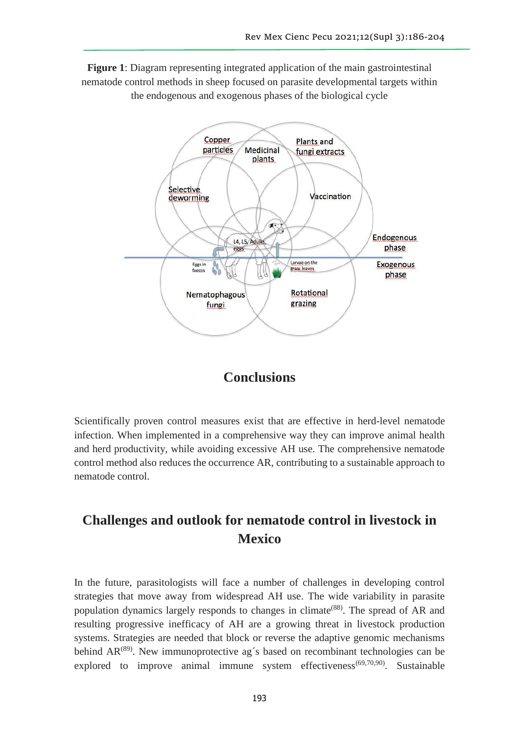**Figure 1**: Diagram representing integrated application of the main gastrointestinal nematode control methods in sheep focused on parasite developmental targets within the endogenous and exogenous phases of the biological cycle

Copper particles

Medicinal plants

Plants and fungi extracts

Selective deworming

Vaccination

L4, L5, Adults, eggs

Endogenous phase

Exogenous phase

Eggs in faeces

Larvae on the grass leaves

Nematophagous fungi

Rotational grazing

## Conclusions

Scientifically proven control measures exist that are effective in herd-level nematode infection. When implemented in a comprehensive way they can improve animal health and herd productivity, while avoiding excessive AH use. The comprehensive nematode control method also reduces the occurrence AR, contributing to a sustainable approach to nematode control.

## Challenges and outlook for nematode control in livestock in Mexico

In the future, parasitologists will face a number of challenges in developing control strategies that move away from widespread AH use. The wide variability in parasite population dynamics largely responds to changes in climate[88]. The spread of AR and resulting progressive inefficacy of AH are a growing threat in livestock production systems. Strategies are needed that block or reverse the adaptive genomic mechanisms behind AR[89]. New immunoprotective ag´s based on recombinant technologies can be explored to improve animal immune system effectiveness[69,70,90]. Sustainable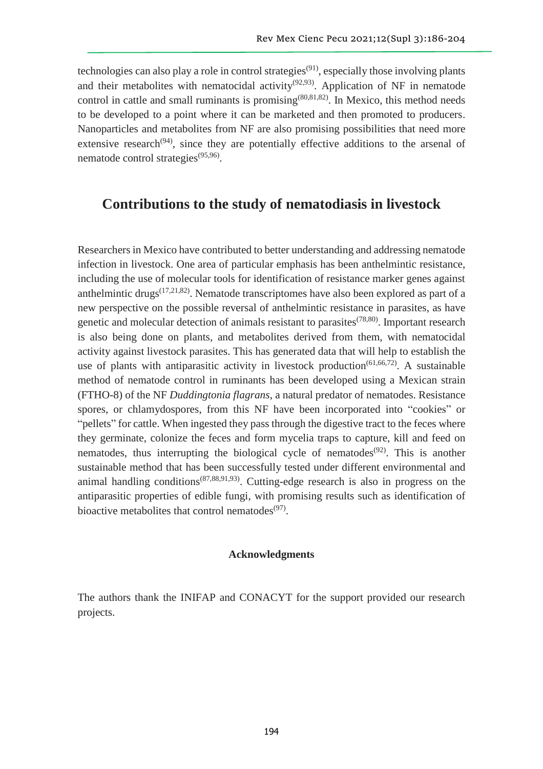technologies can also play a role in control strategies[91], especially those involving plants and their metabolites with nematocidal activity[92,93]. Application of NF in nematode control in cattle and small ruminants is promising[80,81,82]. In Mexico, this method needs to be developed to a point where it can be marketed and then promoted to producers. Nanoparticles and metabolites from NF are also promising possibilities that need more extensive research[94], since they are potentially effective additions to the arsenal of nematode control strategies[95,96].

## Contributions to the study of nematodiasis in livestock

Researchers in Mexico have contributed to better understanding and addressing nematode infection in livestock. One area of particular emphasis has been anthelmintic resistance, including the use of molecular tools for identification of resistance marker genes against anthelmintic drugs[17,21,82]. Nematode transcriptomes have also been explored as part of a new perspective on the possible reversal of anthelmintic resistance in parasites, as have genetic and molecular detection of animals resistant to parasites[78,80]. Important research is also being done on plants, and metabolites derived from them, with nematocidal activity against livestock parasites. This has generated data that will help to establish the use of plants with antiparasitic activity in livestock production[61,66,72]. A sustainable method of nematode control in ruminants has been developed using a Mexican strain (FTHO-8) of the NF *Duddingtonia flagrans*, a natural predator of nematodes. Resistance spores, or chlamydospores, from this NF have been incorporated into "cookies" or "pellets" for cattle. When ingested they pass through the digestive tract to the feces where they germinate, colonize the feces and form mycelia traps to capture, kill and feed on nematodes, thus interrupting the biological cycle of nematodes[92]. This is another sustainable method that has been successfully tested under different environmental and animal handling conditions[87,88,91,93]. Cutting-edge research is also in progress on the antiparasitic properties of edible fungi, with promising results such as identification of bioactive metabolites that control nematodes[97].

**Acknowledgments**

The authors thank the INIFAP and CONACYT for the support provided our research projects.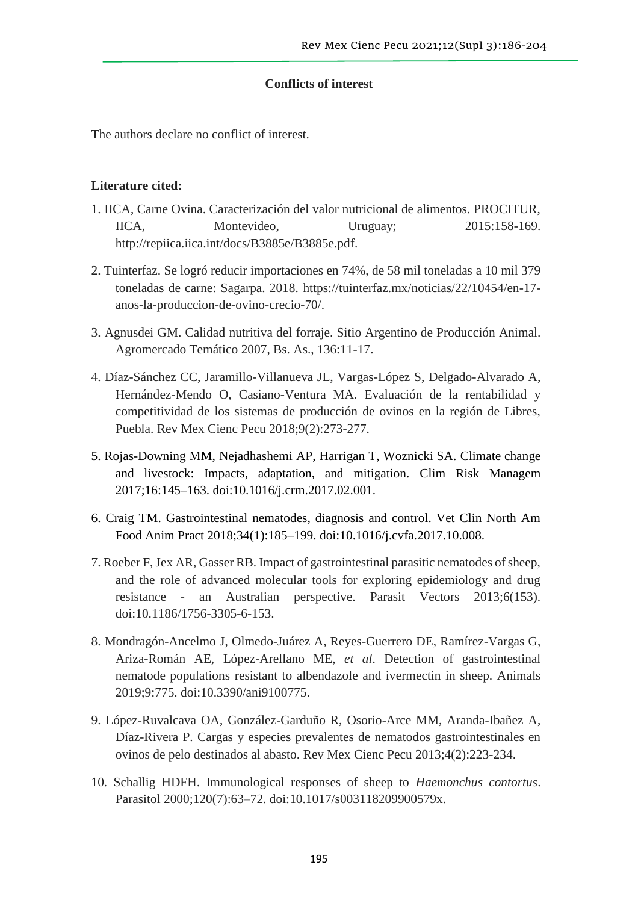**Conflicts of interest**

The authors declare no conflict of interest.

**Literature cited:**

1. IICA, Carne Ovina. Caracterización del valor nutricional de alimentos. PROCITUR, IICA, Montevideo, Uruguay; 2015:158-169. http://repiica.iica.int/docs/B3885e/B3885e.pdf.

2. Tuinterfaz. Se logró reducir importaciones en 74%, de 58 mil toneladas a 10 mil 379 toneladas de carne: Sagarpa. 2018. https://tuinterfaz.mx/noticias/22/10454/en-17-anos-la-produccion-de-ovino-crecio-70/.

3. Agnusdei GM. Calidad nutritiva del forraje. Sitio Argentino de Producción Animal. Agromercado Temático 2007, Bs. As., 136:11-17.

4. Díaz-Sánchez CC, Jaramillo-Villanueva JL, Vargas-López S, Delgado-Alvarado A, Hernández-Mendo O, Casiano-Ventura MA. Evaluación de la rentabilidad y competitividad de los sistemas de producción de ovinos en la región de Libres, Puebla. Rev Mex Cienc Pecu 2018;9(2):273-277.

5. Rojas-Downing MM, Nejadhashemi AP, Harrigan T, Woznicki SA. Climate change and livestock: Impacts, adaptation, and mitigation. Clim Risk Managem 2017;16:145–163. doi:10.1016/j.crm.2017.02.001.

6. Craig TM. Gastrointestinal nematodes, diagnosis and control. Vet Clin North Am Food Anim Pract 2018;34(1):185–199. doi:10.1016/j.cvfa.2017.10.008.

7. Roeber F, Jex AR, Gasser RB. Impact of gastrointestinal parasitic nematodes of sheep, and the role of advanced molecular tools for exploring epidemiology and drug resistance - an Australian perspective. Parasit Vectors 2013;6(153). doi:10.1186/1756-3305-6-153.

8. Mondragón-Ancelmo J, Olmedo-Juárez A, Reyes-Guerrero DE, Ramírez-Vargas G, Ariza-Román AE, López-Arellano ME, *et al*. Detection of gastrointestinal nematode populations resistant to albendazole and ivermectin in sheep. Animals 2019;9:775. doi:10.3390/ani9100775.

9. López-Ruvalcava OA, González-Garduño R, Osorio-Arce MM, Aranda-Ibañez A, Díaz-Rivera P. Cargas y especies prevalentes de nematodos gastrointestinales en ovinos de pelo destinados al abasto. Rev Mex Cienc Pecu 2013;4(2):223-234.

10. Schallig HDFH. Immunological responses of sheep to *Haemonchus contortus*. Parasitol 2000;120(7):63–72. doi:10.1017/s003118209900579x.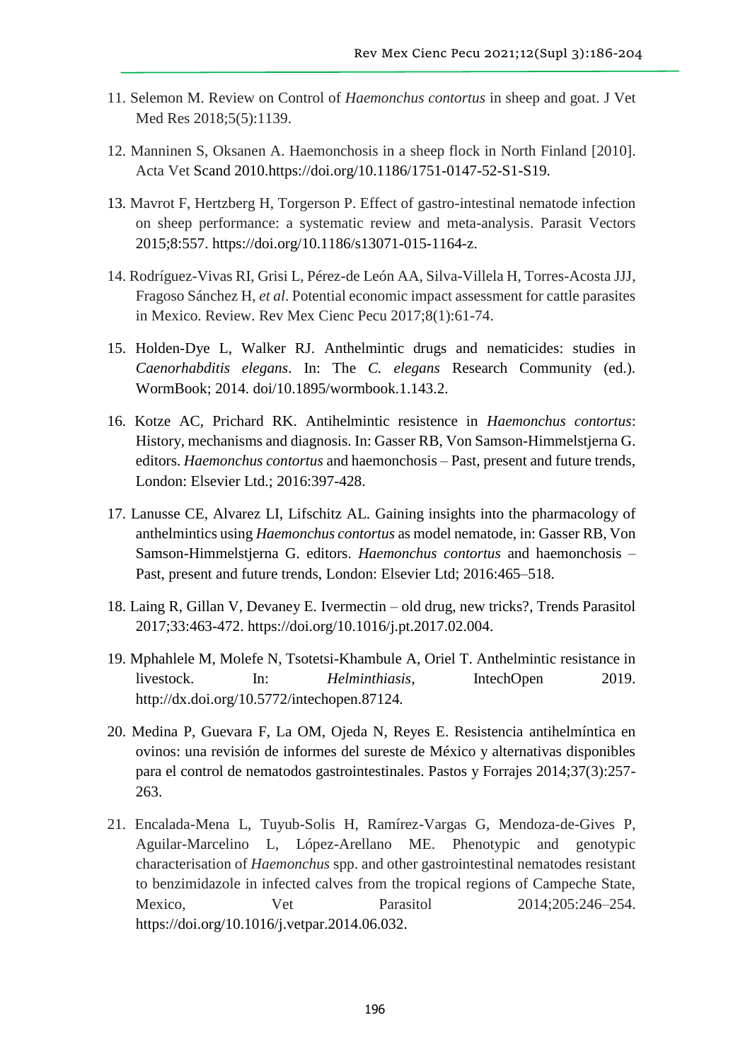11. Selemon M. Review on Control of *Haemonchus contortus* in sheep and goat. J Vet Med Res 2018;5(5):1139.

12. Manninen S, Oksanen A. Haemonchosis in a sheep flock in North Finland [2010]. Acta Vet Scand 2010.https://doi.org/10.1186/1751-0147-52-S1-S19.

13. Mavrot F, Hertzberg H, Torgerson P. Effect of gastro-intestinal nematode infection on sheep performance: a systematic review and meta-analysis. Parasit Vectors 2015;8:557. https://doi.org/10.1186/s13071-015-1164-z.

14. Rodríguez-Vivas RI, Grisi L, Pérez-de León AA, Silva-Villela H, Torres-Acosta JJJ, Fragoso Sánchez H, *et al*. Potential economic impact assessment for cattle parasites in Mexico. Review. Rev Mex Cienc Pecu 2017;8(1):61-74.

15. Holden-Dye L, Walker RJ. Anthelmintic drugs and nematicides: studies in *Caenorhabditis elegans*. In: The *C. elegans* Research Community (ed.). WormBook; 2014. doi/10.1895/wormbook.1.143.2.

16. Kotze AC, Prichard RK. Antihelmintic resistence in *Haemonchus contortus*: History, mechanisms and diagnosis. In: Gasser RB, Von Samson-Himmelstjerna G. editors. *Haemonchus contortus* and haemonchosis – Past, present and future trends, London: Elsevier Ltd.; 2016:397-428.

17. Lanusse CE, Alvarez LI, Lifschitz AL. Gaining insights into the pharmacology of anthelmintics using *Haemonchus contortus* as model nematode, in: Gasser RB, Von Samson-Himmelstjerna G. editors. *Haemonchus contortus* and haemonchosis – Past, present and future trends, London: Elsevier Ltd; 2016:465–518.

18. Laing R, Gillan V, Devaney E. Ivermectin – old drug, new tricks?, Trends Parasitol 2017;33:463-472. https://doi.org/10.1016/j.pt.2017.02.004.

19. Mphahlele M, Molefe N, Tsotetsi-Khambule A, Oriel T. Anthelmintic resistance in livestock. In: *Helminthiasis*, IntechOpen 2019. http://dx.doi.org/10.5772/intechopen.87124.

20. Medina P, Guevara F, La OM, Ojeda N, Reyes E. Resistencia antihelmíntica en ovinos: una revisión de informes del sureste de México y alternativas disponibles para el control de nematodos gastrointestinales. Pastos y Forrajes 2014;37(3):257-263.

21. Encalada-Mena L, Tuyub-Solis H, Ramírez-Vargas G, Mendoza-de-Gives P, Aguilar-Marcelino L, López-Arellano ME. Phenotypic and genotypic characterisation of *Haemonchus* spp. and other gastrointestinal nematodes resistant to benzimidazole in infected calves from the tropical regions of Campeche State, Mexico, Vet Parasitol 2014;205:246–254. https://doi.org/10.1016/j.vetpar.2014.06.032.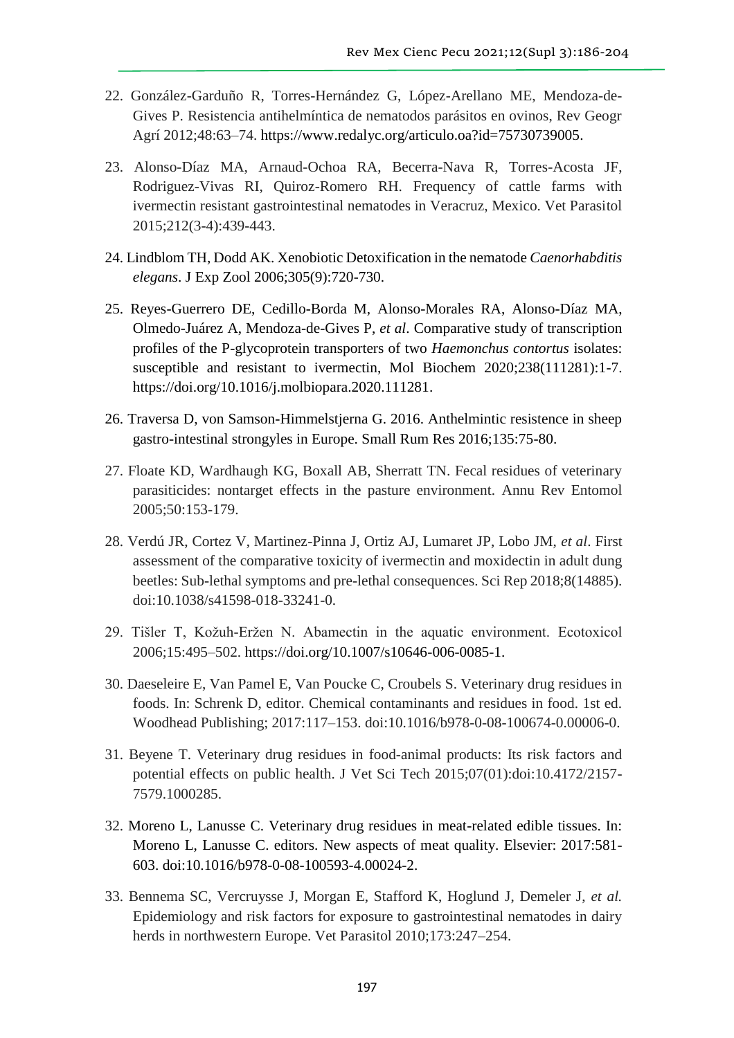22. González-Garduño R, Torres-Hernández G, López-Arellano ME, Mendoza-de-Gives P. Resistencia antihelmíntica de nematodos parásitos en ovinos, Rev Geogr Agrí 2012;48:63–74. https://www.redalyc.org/articulo.oa?id=75730739005.

23. Alonso-Díaz MA, Arnaud-Ochoa RA, Becerra-Nava R, Torres-Acosta JF, Rodriguez-Vivas RI, Quiroz-Romero RH. Frequency of cattle farms with ivermectin resistant gastrointestinal nematodes in Veracruz, Mexico. Vet Parasitol 2015;212(3-4):439-443.

24. Lindblom TH, Dodd AK. Xenobiotic Detoxification in the nematode *Caenorhabditis elegans*. J Exp Zool 2006;305(9):720-730.

25. Reyes-Guerrero DE, Cedillo-Borda M, Alonso-Morales RA, Alonso-Díaz MA, Olmedo-Juárez A, Mendoza-de-Gives P, *et al*. Comparative study of transcription profiles of the P-glycoprotein transporters of two *Haemonchus contortus* isolates: susceptible and resistant to ivermectin, Mol Biochem 2020;238(111281):1-7. https://doi.org/10.1016/j.molbiopara.2020.111281.

26. Traversa D, von Samson-Himmelstjerna G. 2016. Anthelmintic resistence in sheep gastro-intestinal strongyles in Europe. Small Rum Res 2016;135:75-80.

27. Floate KD, Wardhaugh KG, Boxall AB, Sherratt TN. Fecal residues of veterinary parasiticides: nontarget effects in the pasture environment. Annu Rev Entomol 2005;50:153-179.

28. Verdú JR, Cortez V, Martinez-Pinna J, Ortiz AJ, Lumaret JP, Lobo JM, *et al*. First assessment of the comparative toxicity of ivermectin and moxidectin in adult dung beetles: Sub-lethal symptoms and pre-lethal consequences. Sci Rep 2018;8(14885). doi:10.1038/s41598-018-33241-0.

29. Tišler T, Kožuh-Eržen N. Abamectin in the aquatic environment. Ecotoxicol 2006;15:495–502. https://doi.org/10.1007/s10646-006-0085-1.

30. Daeseleire E, Van Pamel E, Van Poucke C, Croubels S. Veterinary drug residues in foods. In: Schrenk D, editor. Chemical contaminants and residues in food. 1st ed. Woodhead Publishing; 2017:117–153. doi:10.1016/b978-0-08-100674-0.00006-0.

31. Beyene T. Veterinary drug residues in food-animal products: Its risk factors and potential effects on public health. J Vet Sci Tech 2015;07(01):doi:10.4172/2157-7579.1000285.

32. Moreno L, Lanusse C. Veterinary drug residues in meat-related edible tissues. In: Moreno L, Lanusse C. editors. New aspects of meat quality. Elsevier: 2017:581-603. doi:10.1016/b978-0-08-100593-4.00024-2.

33. Bennema SC, Vercruysse J, Morgan E, Stafford K, Hoglund J, Demeler J, *et al.* Epidemiology and risk factors for exposure to gastrointestinal nematodes in dairy herds in northwestern Europe. Vet Parasitol 2010;173:247–254.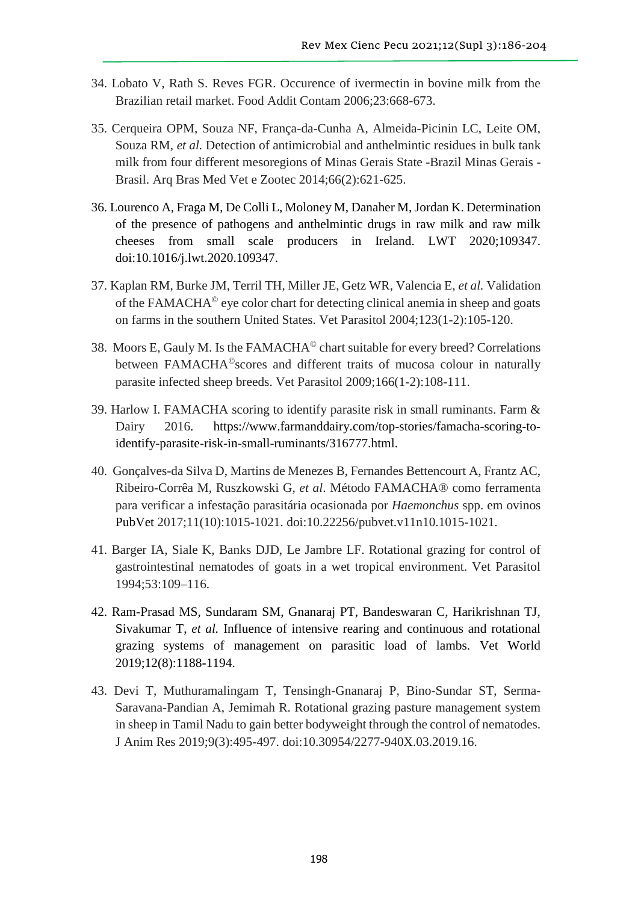34. Lobato V, Rath S. Reves FGR. Occurence of ivermectin in bovine milk from the Brazilian retail market. Food Addit Contam 2006;23:668-673.

35. Cerqueira OPM, Souza NF, França-da-Cunha A, Almeida-Picinin LC, Leite OM, Souza RM, *et al.* Detection of antimicrobial and anthelmintic residues in bulk tank milk from four different mesoregions of Minas Gerais State -Brazil Minas Gerais -Brasil. Arq Bras Med Vet e Zootec 2014;66(2):621-625.

36. Lourenco A, Fraga M, De Colli L, Moloney M, Danaher M, Jordan K. Determination of the presence of pathogens and anthelmintic drugs in raw milk and raw milk cheeses from small scale producers in Ireland. LWT 2020;109347. doi:10.1016/j.lwt.2020.109347.

37. Kaplan RM, Burke JM, Terril TH, Miller JE, Getz WR, Valencia E, *et al.* Validation of the FAMACHA© eye color chart for detecting clinical anemia in sheep and goats on farms in the southern United States. Vet Parasitol 2004;123(1-2):105-120.

38. Moors E, Gauly M. Is the FAMACHA© chart suitable for every breed? Correlations between FAMACHA©scores and different traits of mucosa colour in naturally parasite infected sheep breeds. Vet Parasitol 2009;166(1-2):108-111.

39. Harlow I. FAMACHA scoring to identify parasite risk in small ruminants. Farm & Dairy 2016. https://www.farmanddairy.com/top-stories/famacha-scoring-to-identify-parasite-risk-in-small-ruminants/316777.html.

40. Gonçalves-da Silva D, Martins de Menezes B, Fernandes Bettencourt A, Frantz AC, Ribeiro-Corrêa M, Ruszkowski G, *et al*. Método FAMACHA® como ferramenta para verificar a infestação parasitária ocasionada por *Haemonchus* spp. em ovinos PubVet 2017;11(10):1015-1021. doi:10.22256/pubvet.v11n10.1015-1021.

41. Barger IA, Siale K, Banks DJD, Le Jambre LF. Rotational grazing for control of gastrointestinal nematodes of goats in a wet tropical environment. Vet Parasitol 1994;53:109–116.

42. Ram-Prasad MS, Sundaram SM, Gnanaraj PT, Bandeswaran C, Harikrishnan TJ, Sivakumar T, *et al.* Influence of intensive rearing and continuous and rotational grazing systems of management on parasitic load of lambs. Vet World 2019;12(8):1188-1194.

43. Devi T, Muthuramalingam T, Tensingh-Gnanaraj P, Bino-Sundar ST, Serma-Saravana-Pandian A, Jemimah R. Rotational grazing pasture management system in sheep in Tamil Nadu to gain better bodyweight through the control of nematodes. J Anim Res 2019;9(3):495-497. doi:10.30954/2277-940X.03.2019.16.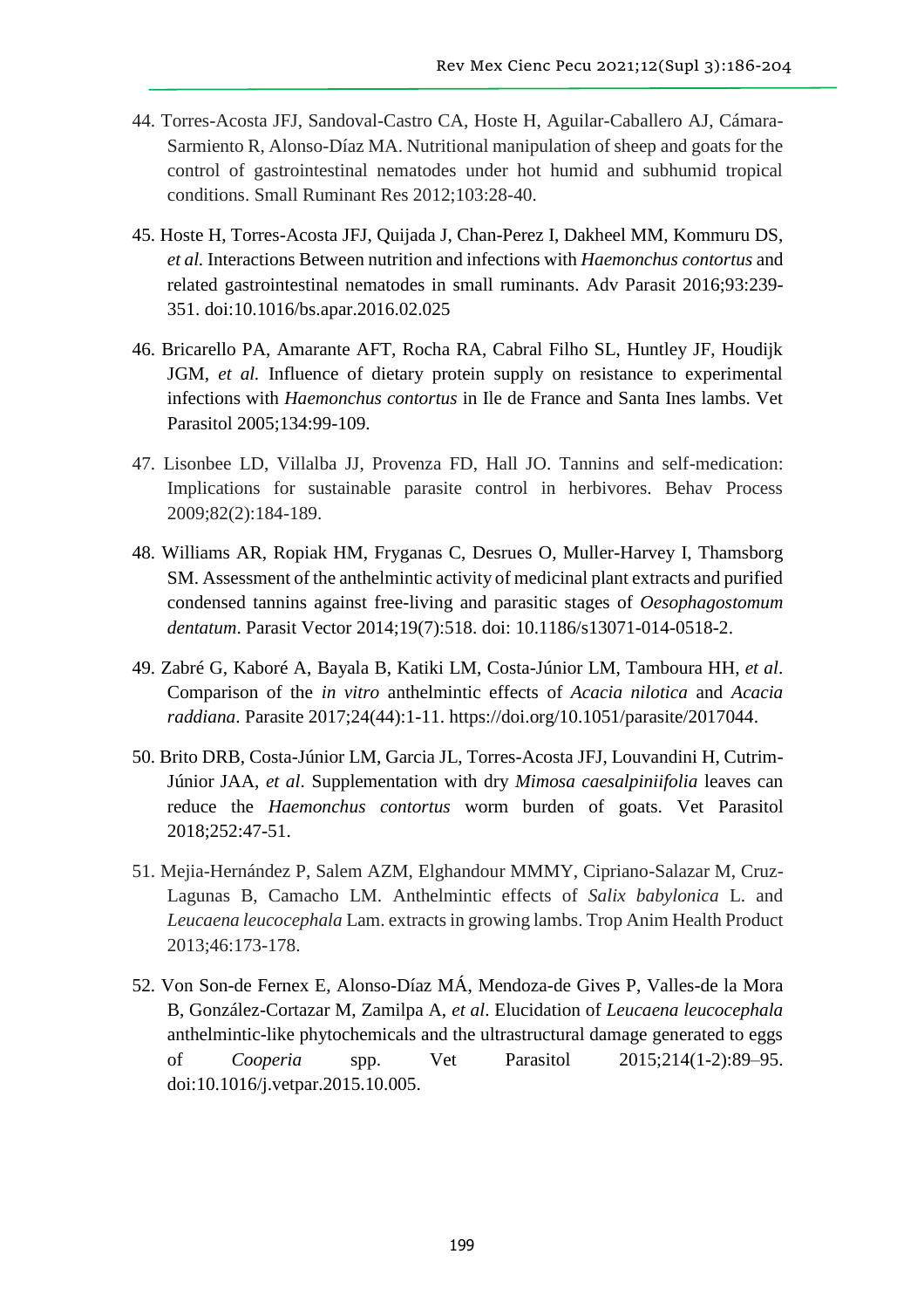44. Torres-Acosta JFJ, Sandoval-Castro CA, Hoste H, Aguilar-Caballero AJ, Cámara-Sarmiento R, Alonso-Díaz MA. Nutritional manipulation of sheep and goats for the control of gastrointestinal nematodes under hot humid and subhumid tropical conditions. Small Ruminant Res 2012;103:28-40.

45. Hoste H, Torres-Acosta JFJ, Quijada J, Chan-Perez I, Dakheel MM, Kommuru DS, *et al.* Interactions Between nutrition and infections with *Haemonchus contortus* and related gastrointestinal nematodes in small ruminants. Adv Parasit 2016;93:239-351. doi:10.1016/bs.apar.2016.02.025

46. Bricarello PA, Amarante AFT, Rocha RA, Cabral Filho SL, Huntley JF, Houdijk JGM, *et al.* Influence of dietary protein supply on resistance to experimental infections with *Haemonchus contortus* in Ile de France and Santa Ines lambs. Vet Parasitol 2005;134:99-109.

47. Lisonbee LD, Villalba JJ, Provenza FD, Hall JO. Tannins and self-medication: Implications for sustainable parasite control in herbivores. Behav Process 2009;82(2):184-189.

48. Williams AR, Ropiak HM, Fryganas C, Desrues O, Muller-Harvey I, Thamsborg SM. Assessment of the anthelmintic activity of medicinal plant extracts and purified condensed tannins against free-living and parasitic stages of *Oesophagostomum dentatum*. Parasit Vector 2014;19(7):518. doi: 10.1186/s13071-014-0518-2.

49. Zabré G, Kaboré A, Bayala B, Katiki LM, Costa-Júnior LM, Tamboura HH, *et al*. Comparison of the *in vitro* anthelmintic effects of *Acacia nilotica* and *Acacia raddiana*. Parasite 2017;24(44):1-11. https://doi.org/10.1051/parasite/2017044.

50. Brito DRB, Costa-Júnior LM, Garcia JL, Torres-Acosta JFJ, Louvandini H, Cutrim-Júnior JAA, *et al*. Supplementation with dry *Mimosa caesalpiniifolia* leaves can reduce the *Haemonchus contortus* worm burden of goats. Vet Parasitol 2018;252:47-51.

51. Mejia-Hernández P, Salem AZM, Elghandour MMMY, Cipriano-Salazar M, Cruz-Lagunas B, Camacho LM. Anthelmintic effects of *Salix babylonica* L. and *Leucaena leucocephala* Lam. extracts in growing lambs. Trop Anim Health Product 2013;46:173-178.

52. Von Son-de Fernex E, Alonso-Díaz MÁ, Mendoza-de Gives P, Valles-de la Mora B, González-Cortazar M, Zamilpa A, *et al*. Elucidation of *Leucaena leucocephala* anthelmintic-like phytochemicals and the ultrastructural damage generated to eggs of *Cooperia* spp. Vet Parasitol 2015;214(1-2):89–95. doi:10.1016/j.vetpar.2015.10.005.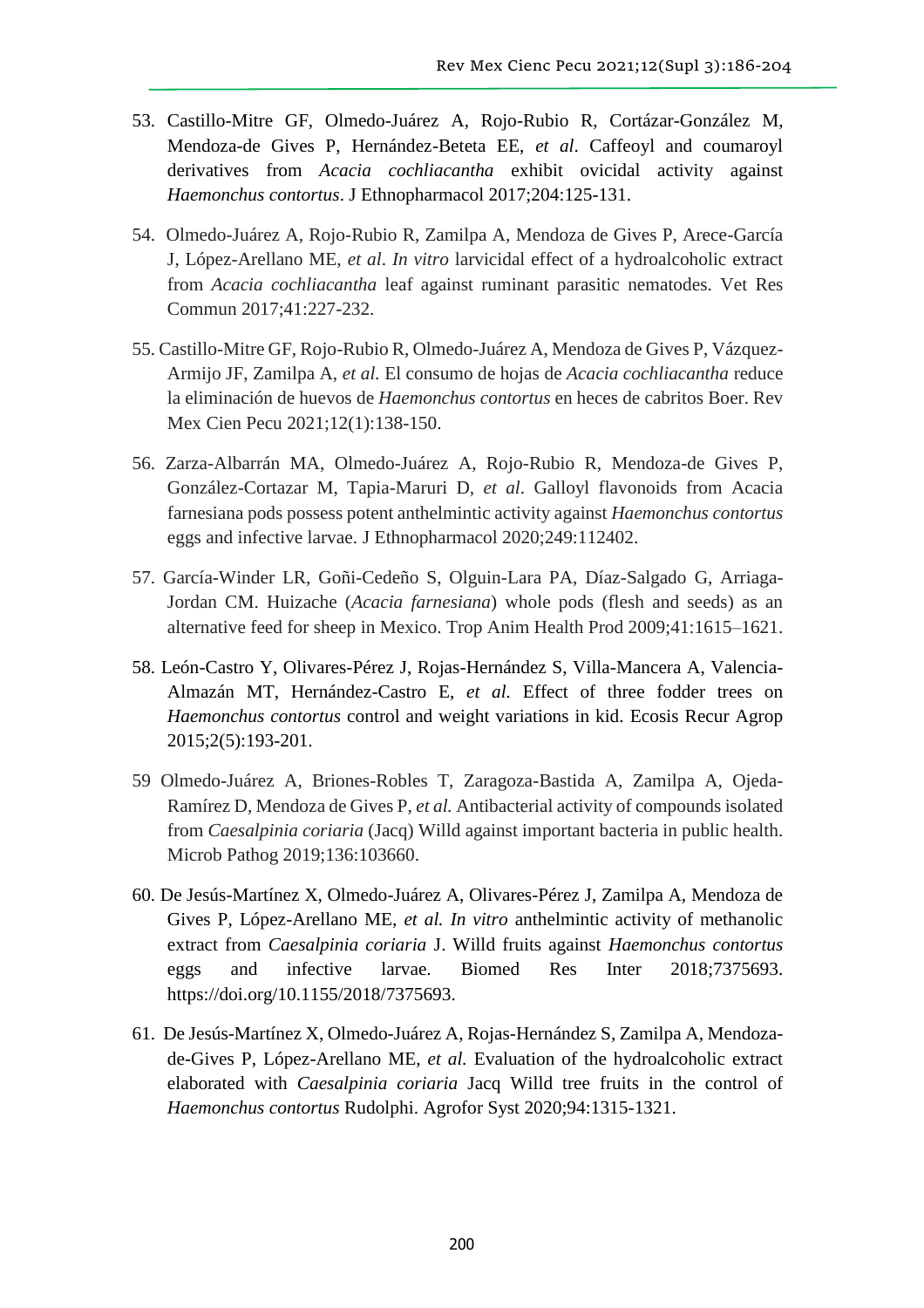53. Castillo-Mitre GF, Olmedo-Juárez A, Rojo-Rubio R, Cortázar-González M, Mendoza-de Gives P, Hernández-Beteta EE, *et al*. Caffeoyl and coumaroyl derivatives from *Acacia cochliacantha* exhibit ovicidal activity against *Haemonchus contortus*. J Ethnopharmacol 2017;204:125-131.

54. Olmedo-Juárez A, Rojo-Rubio R, Zamilpa A, Mendoza de Gives P, Arece-García J, López-Arellano ME, *et al*. *In vitro* larvicidal effect of a hydroalcoholic extract from *Acacia cochliacantha* leaf against ruminant parasitic nematodes. Vet Res Commun 2017;41:227-232.

55. Castillo-Mitre GF, Rojo-Rubio R, Olmedo-Juárez A, Mendoza de Gives P, Vázquez-Armijo JF, Zamilpa A, *et al.* El consumo de hojas de *Acacia cochliacantha* reduce la eliminación de huevos de *Haemonchus contortus* en heces de cabritos Boer. Rev Mex Cien Pecu 2021;12(1):138-150.

56. Zarza-Albarrán MA, Olmedo-Juárez A, Rojo-Rubio R, Mendoza-de Gives P, González-Cortazar M, Tapia-Maruri D, *et al*. Galloyl flavonoids from Acacia farnesiana pods possess potent anthelmintic activity against *Haemonchus contortus* eggs and infective larvae. J Ethnopharmacol 2020;249:112402.

57. García-Winder LR, Goñi-Cedeño S, Olguin-Lara PA, Díaz-Salgado G, Arriaga-Jordan CM. Huizache (*Acacia farnesiana*) whole pods (flesh and seeds) as an alternative feed for sheep in Mexico. Trop Anim Health Prod 2009;41:1615–1621.

58. León-Castro Y, Olivares-Pérez J, Rojas-Hernández S, Villa-Mancera A, Valencia-Almazán MT, Hernández-Castro E, *et al.* Effect of three fodder trees on *Haemonchus contortus* control and weight variations in kid. Ecosis Recur Agrop 2015;2(5):193-201.

59 Olmedo-Juárez A, Briones-Robles T, Zaragoza-Bastida A, Zamilpa A, Ojeda-Ramírez D, Mendoza de Gives P, *et al.* Antibacterial activity of compounds isolated from *Caesalpinia coriaria* (Jacq) Willd against important bacteria in public health. Microb Pathog 2019;136:103660.

60. De Jesús-Martínez X, Olmedo-Juárez A, Olivares-Pérez J, Zamilpa A, Mendoza de Gives P, López-Arellano ME, *et al. In vitro* anthelmintic activity of methanolic extract from *Caesalpinia coriaria* J. Willd fruits against *Haemonchus contortus* eggs and infective larvae. Biomed Res Inter 2018;7375693. https://doi.org/10.1155/2018/7375693.

61. De Jesús-Martínez X, Olmedo-Juárez A, Rojas-Hernández S, Zamilpa A, Mendoza-de-Gives P, López-Arellano ME, *et al.* Evaluation of the hydroalcoholic extract elaborated with *Caesalpinia coriaria* Jacq Willd tree fruits in the control of *Haemonchus contortus* Rudolphi. Agrofor Syst 2020;94:1315-1321.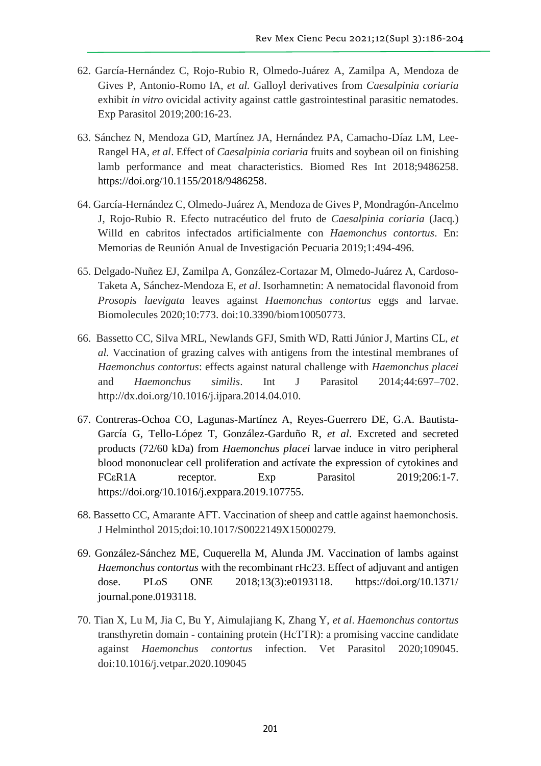62. García-Hernández C, Rojo-Rubio R, Olmedo-Juárez A, Zamilpa A, Mendoza de Gives P, Antonio-Romo IA, *et al.* Galloyl derivatives from *Caesalpinia coriaria* exhibit *in vitro* ovicidal activity against cattle gastrointestinal parasitic nematodes. Exp Parasitol 2019;200:16-23.

63. Sánchez N, Mendoza GD, Martínez JA, Hernández PA, Camacho-Díaz LM, Lee-Rangel HA, *et al*. Effect of *Caesalpinia coriaria* fruits and soybean oil on finishing lamb performance and meat characteristics. Biomed Res Int 2018;9486258. https://doi.org/10.1155/2018/9486258.

64. García-Hernández C, Olmedo-Juárez A, Mendoza de Gives P, Mondragón-Ancelmo J, Rojo-Rubio R. Efecto nutracéutico del fruto de *Caesalpinia coriaria* (Jacq.) Willd en cabritos infectados artificialmente con *Haemonchus contortus*. En: Memorias de Reunión Anual de Investigación Pecuaria 2019;1:494-496.

65. Delgado-Nuñez EJ, Zamilpa A, González-Cortazar M, Olmedo-Juárez A, Cardoso-Taketa A, Sánchez-Mendoza E, *et al*. Isorhamnetin: A nematocidal flavonoid from *Prosopis laevigata* leaves against *Haemonchus contortus* eggs and larvae. Biomolecules 2020;10:773. doi:10.3390/biom10050773.

66. Bassetto CC, Silva MRL, Newlands GFJ, Smith WD, Ratti Júnior J, Martins CL, *et al.* Vaccination of grazing calves with antigens from the intestinal membranes of *Haemonchus contortus*: effects against natural challenge with *Haemonchus placei* and *Haemonchus similis*. Int J Parasitol 2014;44:697–702. http://dx.doi.org/10.1016/j.ijpara.2014.04.010.

67. Contreras-Ochoa CO, Lagunas-Martínez A, Reyes-Guerrero DE, G.A. Bautista-García G, Tello-López T, González-Garduño R, *et al*. Excreted and secreted products (72/60 kDa) from *Haemonchus placei* larvae induce in vitro peripheral blood mononuclear cell proliferation and actívate the expression of cytokines and FCεR1A receptor. Exp Parasitol 2019;206:1-7. https://doi.org/10.1016/j.exppara.2019.107755.

68. Bassetto CC, Amarante AFT. Vaccination of sheep and cattle against haemonchosis. J Helminthol 2015;doi:10.1017/S0022149X15000279.

69. González-Sánchez ME, Cuquerella M, Alunda JM. Vaccination of lambs against *Haemonchus contortus* with the recombinant rHc23. Effect of adjuvant and antigen dose. PLoS ONE 2018;13(3):e0193118. https://doi.org/10.1371/journal.pone.0193118.

70. Tian X, Lu M, Jia C, Bu Y, Aimulajiang K, Zhang Y, *et al*. *Haemonchus contortus* transthyretin domain - containing protein (HcTTR): a promising vaccine candidate against *Haemonchus contortus* infection. Vet Parasitol 2020;109045. doi:10.1016/j.vetpar.2020.109045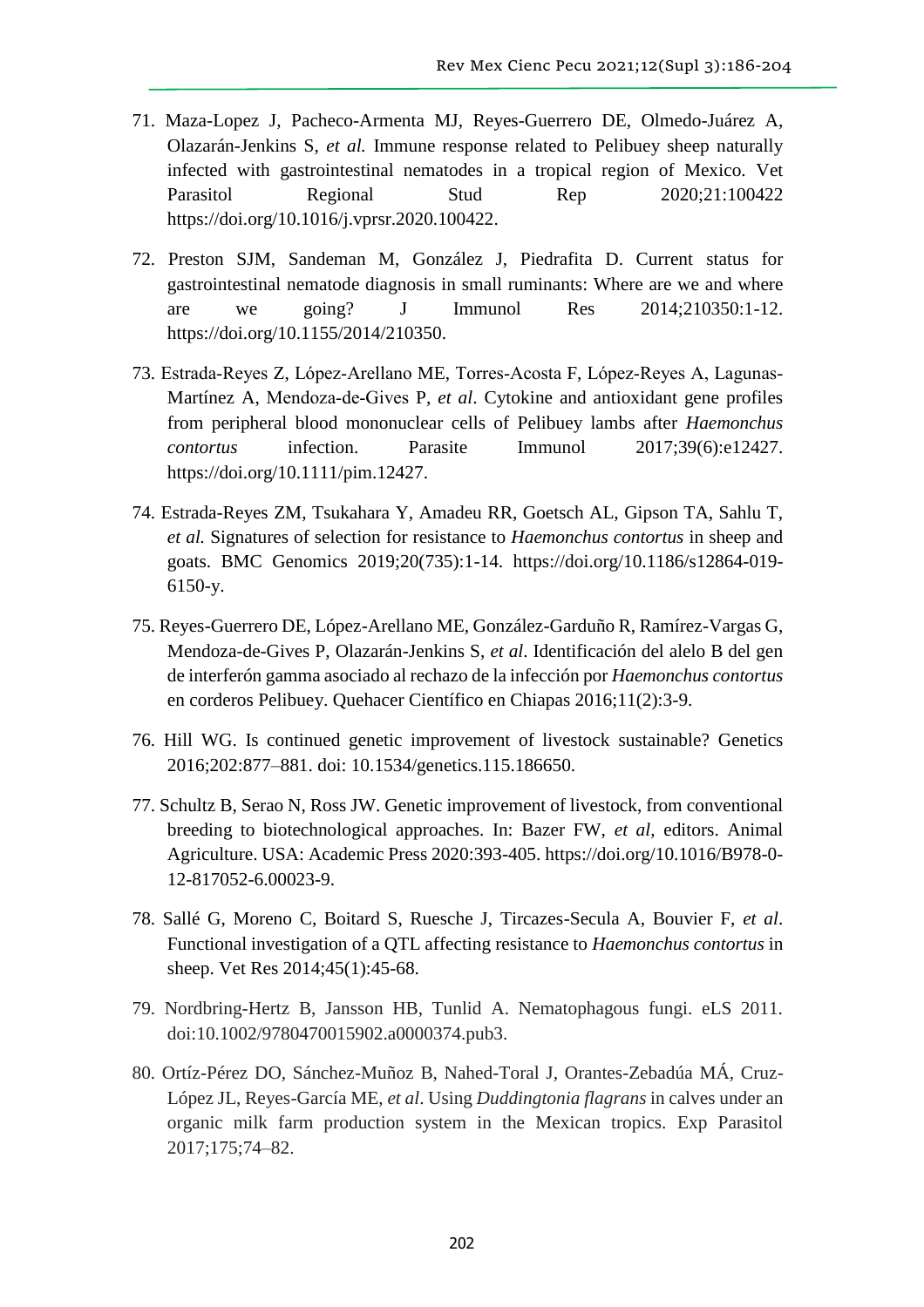71. Maza-Lopez J, Pacheco-Armenta MJ, Reyes-Guerrero DE, Olmedo-Juárez A, Olazarán-Jenkins S, *et al.* Immune response related to Pelibuey sheep naturally infected with gastrointestinal nematodes in a tropical region of Mexico. Vet Parasitol Regional Stud Rep 2020;21:100422 https://doi.org/10.1016/j.vprsr.2020.100422.

72. Preston SJM, Sandeman M, González J, Piedrafita D. Current status for gastrointestinal nematode diagnosis in small ruminants: Where are we and where are we going? J Immunol Res 2014;210350:1-12. https://doi.org/10.1155/2014/210350.

73. Estrada-Reyes Z, López-Arellano ME, Torres-Acosta F, López-Reyes A, Lagunas-Martínez A, Mendoza-de-Gives P, *et al*. Cytokine and antioxidant gene profiles from peripheral blood mononuclear cells of Pelibuey lambs after *Haemonchus contortus* infection. Parasite Immunol 2017;39(6):e12427. https://doi.org/10.1111/pim.12427.

74. Estrada-Reyes ZM, Tsukahara Y, Amadeu RR, Goetsch AL, Gipson TA, Sahlu T, *et al.* Signatures of selection for resistance to *Haemonchus contortus* in sheep and goats. BMC Genomics 2019;20(735):1-14. https://doi.org/10.1186/s12864-019-6150-y.

75. Reyes-Guerrero DE, López-Arellano ME, González-Garduño R, Ramírez-Vargas G, Mendoza-de-Gives P, Olazarán-Jenkins S, *et al*. Identificación del alelo B del gen de interferón gamma asociado al rechazo de la infección por *Haemonchus contortus* en corderos Pelibuey. Quehacer Científico en Chiapas 2016;11(2):3-9.

76. Hill WG. Is continued genetic improvement of livestock sustainable? Genetics 2016;202:877–881. doi: 10.1534/genetics.115.186650.

77. Schultz B, Serao N, Ross JW. Genetic improvement of livestock, from conventional breeding to biotechnological approaches. In: Bazer FW, *et al*, editors. Animal Agriculture. USA: Academic Press 2020:393-405. https://doi.org/10.1016/B978-0-12-817052-6.00023-9.

78. Sallé G, Moreno C, Boitard S, Ruesche J, Tircazes-Secula A, Bouvier F, *et al*. Functional investigation of a QTL affecting resistance to *Haemonchus contortus* in sheep. Vet Res 2014;45(1):45-68.

79. Nordbring-Hertz B, Jansson HB, Tunlid A. Nematophagous fungi. eLS 2011. doi:10.1002/9780470015902.a0000374.pub3.

80. Ortíz-Pérez DO, Sánchez-Muñoz B, Nahed-Toral J, Orantes-Zebadúa MÁ, Cruz-López JL, Reyes-García ME, *et al*. Using *Duddingtonia flagrans* in calves under an organic milk farm production system in the Mexican tropics. Exp Parasitol 2017;175;74–82.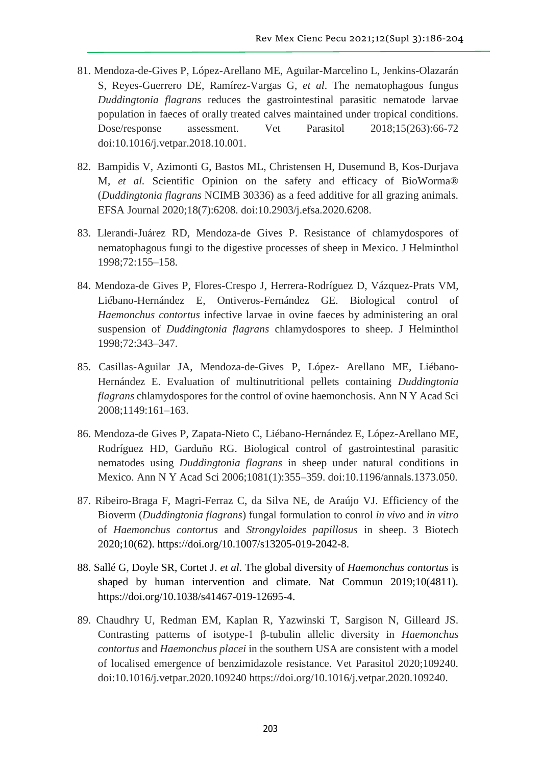81. Mendoza-de-Gives P, López-Arellano ME, Aguilar-Marcelino L, Jenkins-Olazarán S, Reyes-Guerrero DE, Ramírez-Vargas G, *et al*. The nematophagous fungus *Duddingtonia flagrans* reduces the gastrointestinal parasitic nematode larvae population in faeces of orally treated calves maintained under tropical conditions. Dose/response assessment. Vet Parasitol 2018;15(263):66-72 doi:10.1016/j.vetpar.2018.10.001.

82. Bampidis V, Azimonti G, Bastos ML, Christensen H, Dusemund B, Kos-Durjava M, *et al.* Scientific Opinion on the safety and efficacy of BioWorma® (*Duddingtonia flagrans* NCIMB 30336) as a feed additive for all grazing animals. EFSA Journal 2020;18(7):6208. doi:10.2903/j.efsa.2020.6208.

83. Llerandi-Juárez RD, Mendoza-de Gives P. Resistance of chlamydospores of nematophagous fungi to the digestive processes of sheep in Mexico. J Helminthol 1998;72:155–158.

84. Mendoza-de Gives P, Flores-Crespo J, Herrera-Rodríguez D, Vázquez-Prats VM, Liébano-Hernández E, Ontiveros-Fernández GE. Biological control of *Haemonchus contortus* infective larvae in ovine faeces by administering an oral suspension of *Duddingtonia flagrans* chlamydospores to sheep. J Helminthol 1998;72:343–347.

85. Casillas-Aguilar JA, Mendoza-de-Gives P, López- Arellano ME, Liébano-Hernández E. Evaluation of multinutritional pellets containing *Duddingtonia flagrans* chlamydospores for the control of ovine haemonchosis. Ann N Y Acad Sci 2008;1149:161–163.

86. Mendoza-de Gives P, Zapata-Nieto C, Liébano-Hernández E, López-Arellano ME, Rodríguez HD, Garduño RG. Biological control of gastrointestinal parasitic nematodes using *Duddingtonia flagrans* in sheep under natural conditions in Mexico. Ann N Y Acad Sci 2006;1081(1):355–359. doi:10.1196/annals.1373.050.

87. Ribeiro-Braga F, Magri-Ferraz C, da Silva NE, de Araújo VJ. Efficiency of the Bioverm (*Duddingtonia flagrans*) fungal formulation to conrol *in vivo* and *in vitro* of *Haemonchus contortus* and *Strongyloides papillosus* in sheep. 3 Biotech 2020;10(62). https://doi.org/10.1007/s13205-019-2042-8.

88. Sallé G, Doyle SR, Cortet J. *et al*. The global diversity of *Haemonchus contortus* is shaped by human intervention and climate. Nat Commun 2019;10(4811). https://doi.org/10.1038/s41467-019-12695-4.

89. Chaudhry U, Redman EM, Kaplan R, Yazwinski T, Sargison N, Gilleard JS. Contrasting patterns of isotype-1 β-tubulin allelic diversity in *Haemonchus contortus* and *Haemonchus placei* in the southern USA are consistent with a model of localised emergence of benzimidazole resistance. Vet Parasitol 2020;109240. doi:10.1016/j.vetpar.2020.109240 https://doi.org/10.1016/j.vetpar.2020.109240.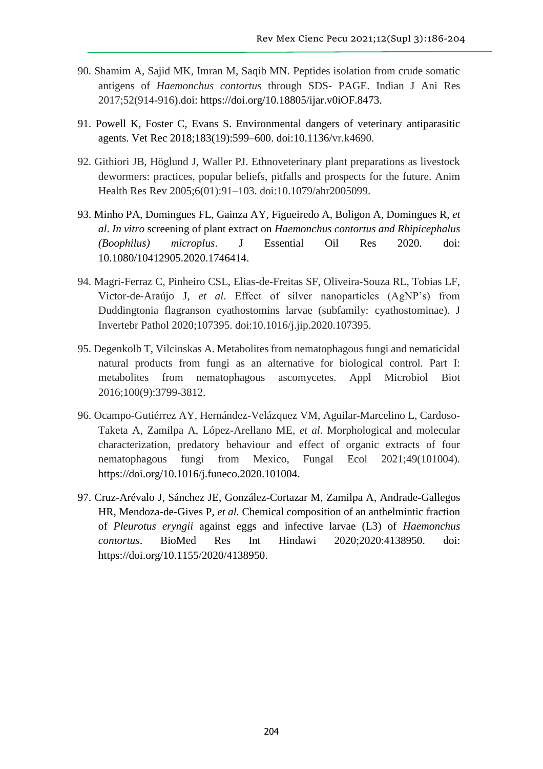90. Shamim A, Sajid MK, Imran M, Saqib MN. Peptides isolation from crude somatic antigens of *Haemonchus contortus* through SDS- PAGE. Indian J Ani Res 2017;52(914-916).doi: https://doi.org/10.18805/ijar.v0iOF.8473.

91. Powell K, Foster C, Evans S. Environmental dangers of veterinary antiparasitic agents. Vet Rec 2018;183(19):599–600. doi:10.1136/vr.k4690.

92. Githiori JB, Höglund J, Waller PJ. Ethnoveterinary plant preparations as livestock dewormers: practices, popular beliefs, pitfalls and prospects for the future. Anim Health Res Rev 2005;6(01):91–103. doi:10.1079/ahr2005099.

93. Minho PA, Domingues FL, Gainza AY, Figueiredo A, Boligon A, Domingues R, *et al*. *In vitro* screening of plant extract on *Haemonchus contortus and Rhipicephalus (Boophilus) microplus*. J Essential Oil Res 2020. doi: 10.1080/10412905.2020.1746414.

94. Magri-Ferraz C, Pinheiro CSL, Elias-de-Freitas SF, Oliveira-Souza RL, Tobias LF, Victor-de-Araújo J, *et al*. Effect of silver nanoparticles (AgNP's) from Duddingtonia flagranson cyathostomins larvae (subfamily: cyathostominae). J Invertebr Pathol 2020;107395. doi:10.1016/j.jip.2020.107395.

95. Degenkolb T, Vilcinskas A. Metabolites from nematophagous fungi and nematicidal natural products from fungi as an alternative for biological control. Part I: metabolites from nematophagous ascomycetes. Appl Microbiol Biot 2016;100(9):3799-3812.

96. Ocampo-Gutiérrez AY, Hernández-Velázquez VM, Aguilar-Marcelino L, Cardoso-Taketa A, Zamilpa A, López-Arellano ME, *et al*. Morphological and molecular characterization, predatory behaviour and effect of organic extracts of four nematophagous fungi from Mexico, Fungal Ecol 2021;49(101004). https://doi.org/10.1016/j.funeco.2020.101004.

97. Cruz-Arévalo J, Sánchez JE, González-Cortazar M, Zamilpa A, Andrade-Gallegos HR, Mendoza-de-Gives P, *et al.* Chemical composition of an anthelmintic fraction of *Pleurotus eryngii* against eggs and infective larvae (L3) of *Haemonchus contortus*. BioMed Res Int Hindawi 2020;2020:4138950. doi: https://doi.org/10.1155/2020/4138950.